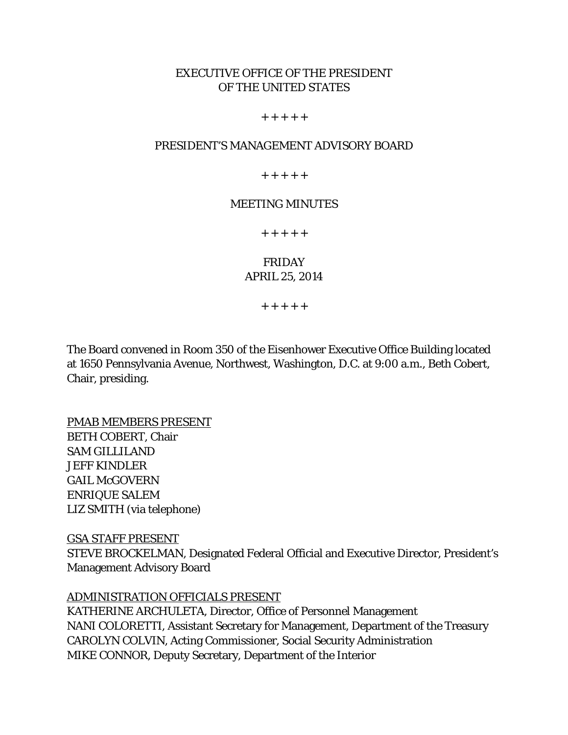EXECUTIVE OFFICE OF THE PRESIDENT
OF THE UNITED STATES

+ + + + +

PRESIDENT'S MANAGEMENT ADVISORY BOARD

+ + + + +

MEETING MINUTES

+ + + + +

FRIDAY
APRIL 25, 2014

+ + + + +

The Board convened in Room 350 of the Eisenhower Executive Office Building located at 1650 Pennsylvania Avenue, Northwest, Washington, D.C. at 9:00 a.m., Beth Cobert, Chair, presiding.

<u>PMAB MEMBERS PRESENT</u>
BETH COBERT, Chair
SAM GILLILAND
JEFF KINDLER
GAIL McGOVERN
ENRIQUE SALEM
LIZ SMITH (via telephone)

<u>GSA STAFF PRESENT</u>
STEVE BROCKELMAN, Designated Federal Official and Executive Director, President's Management Advisory Board

<u>ADMINISTRATION OFFICIALS PRESENT</u>
KATHERINE ARCHULETA, Director, Office of Personnel Management
NANI COLORETTI, Assistant Secretary for Management, Department of the Treasury
CAROLYN COLVIN, Acting Commissioner, Social Security Administration
MIKE CONNOR, Deputy Secretary, Department of the Interior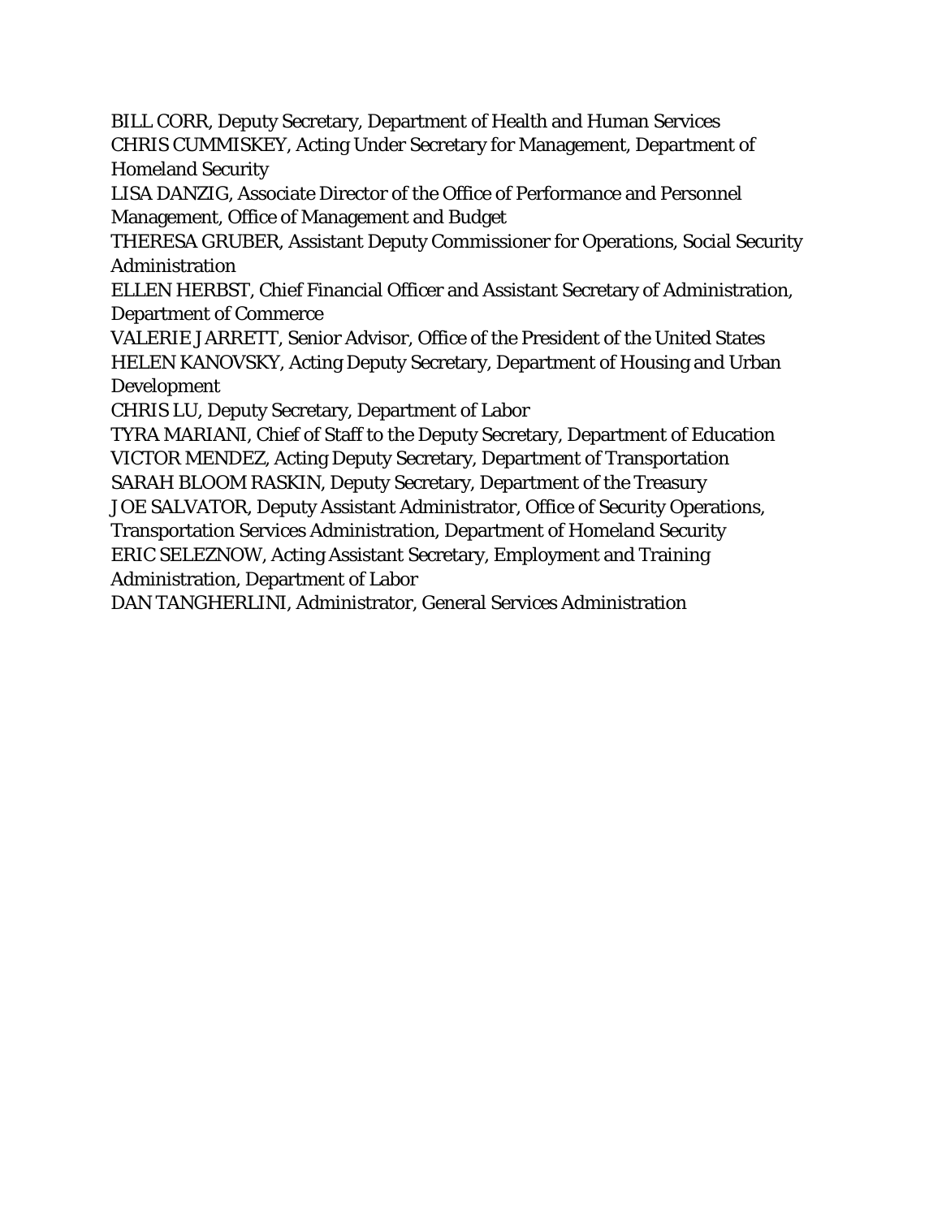BILL CORR, Deputy Secretary, Department of Health and Human Services
CHRIS CUMMISKEY, Acting Under Secretary for Management, Department of Homeland Security
LISA DANZIG, Associate Director of the Office of Performance and Personnel Management, Office of Management and Budget
THERESA GRUBER, Assistant Deputy Commissioner for Operations, Social Security Administration
ELLEN HERBST, Chief Financial Officer and Assistant Secretary of Administration, Department of Commerce
VALERIE JARRETT, Senior Advisor, Office of the President of the United States
HELEN KANOVSKY, Acting Deputy Secretary, Department of Housing and Urban Development
CHRIS LU, Deputy Secretary, Department of Labor
TYRA MARIANI, Chief of Staff to the Deputy Secretary, Department of Education
VICTOR MENDEZ, Acting Deputy Secretary, Department of Transportation
SARAH BLOOM RASKIN, Deputy Secretary, Department of the Treasury
JOE SALVATOR, Deputy Assistant Administrator, Office of Security Operations, Transportation Services Administration, Department of Homeland Security
ERIC SELEZNOW, Acting Assistant Secretary, Employment and Training Administration, Department of Labor
DAN TANGHERLINI, Administrator, General Services Administration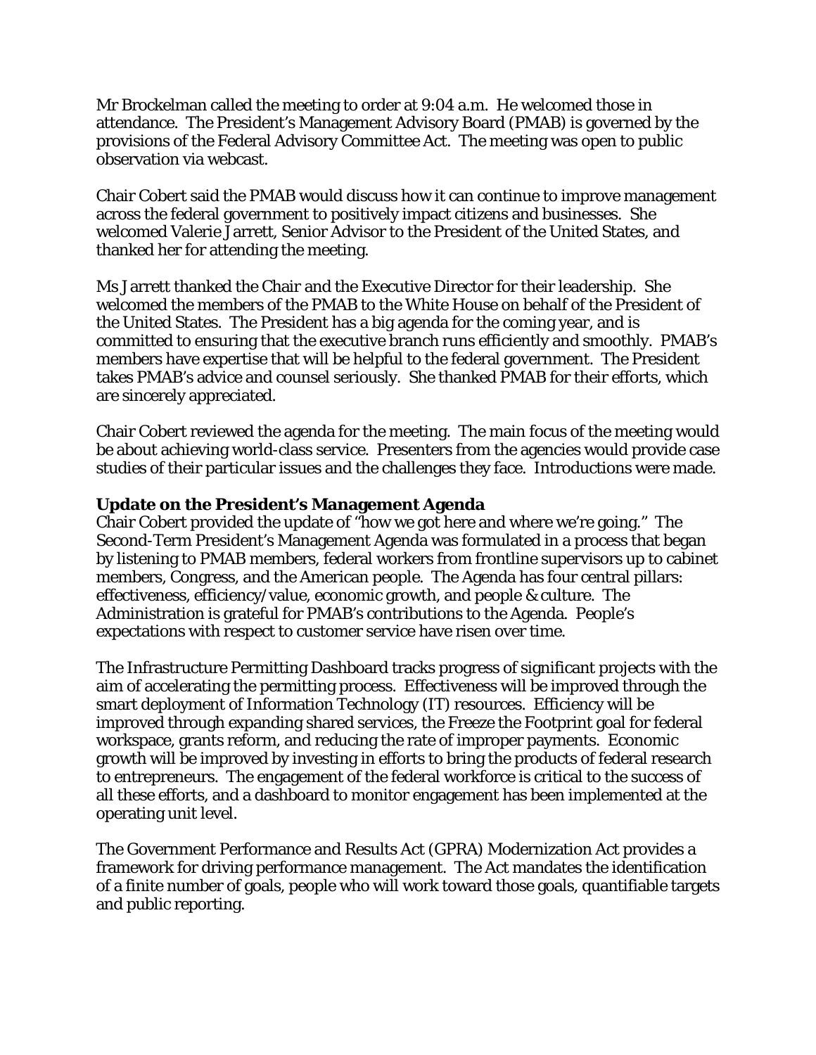Mr Brockelman called the meeting to order at 9:04 a.m. He welcomed those in attendance. The President's Management Advisory Board (PMAB) is governed by the provisions of the Federal Advisory Committee Act. The meeting was open to public observation via webcast.

Chair Cobert said the PMAB would discuss how it can continue to improve management across the federal government to positively impact citizens and businesses. She welcomed Valerie Jarrett, Senior Advisor to the President of the United States, and thanked her for attending the meeting.

Ms Jarrett thanked the Chair and the Executive Director for their leadership. She welcomed the members of the PMAB to the White House on behalf of the President of the United States. The President has a big agenda for the coming year, and is committed to ensuring that the executive branch runs efficiently and smoothly. PMAB's members have expertise that will be helpful to the federal government. The President takes PMAB's advice and counsel seriously. She thanked PMAB for their efforts, which are sincerely appreciated.

Chair Cobert reviewed the agenda for the meeting. The main focus of the meeting would be about achieving world-class service. Presenters from the agencies would provide case studies of their particular issues and the challenges they face. Introductions were made.

**Update on the President's Management Agenda**

Chair Cobert provided the update of "how we got here and where we're going." The Second-Term President's Management Agenda was formulated in a process that began by listening to PMAB members, federal workers from frontline supervisors up to cabinet members, Congress, and the American people. The Agenda has four central pillars: effectiveness, efficiency/value, economic growth, and people & culture. The Administration is grateful for PMAB's contributions to the Agenda. People's expectations with respect to customer service have risen over time.

The Infrastructure Permitting Dashboard tracks progress of significant projects with the aim of accelerating the permitting process. Effectiveness will be improved through the smart deployment of Information Technology (IT) resources. Efficiency will be improved through expanding shared services, the Freeze the Footprint goal for federal workspace, grants reform, and reducing the rate of improper payments. Economic growth will be improved by investing in efforts to bring the products of federal research to entrepreneurs. The engagement of the federal workforce is critical to the success of all these efforts, and a dashboard to monitor engagement has been implemented at the operating unit level.

The Government Performance and Results Act (GPRA) Modernization Act provides a framework for driving performance management. The Act mandates the identification of a finite number of goals, people who will work toward those goals, quantifiable targets and public reporting.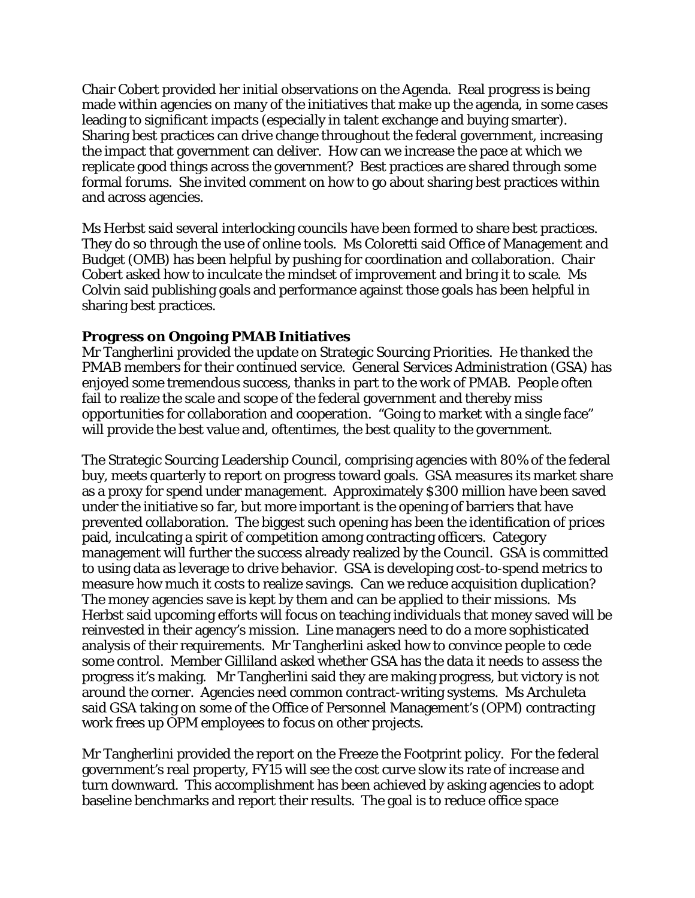Chair Cobert provided her initial observations on the Agenda. Real progress is being made within agencies on many of the initiatives that make up the agenda, in some cases leading to significant impacts (especially in talent exchange and buying smarter). Sharing best practices can drive change throughout the federal government, increasing the impact that government can deliver. How can we increase the pace at which we replicate good things across the government? Best practices are shared through some formal forums. She invited comment on how to go about sharing best practices within and across agencies.

Ms Herbst said several interlocking councils have been formed to share best practices. They do so through the use of online tools. Ms Coloretti said Office of Management and Budget (OMB) has been helpful by pushing for coordination and collaboration. Chair Cobert asked how to inculcate the mindset of improvement and bring it to scale. Ms Colvin said publishing goals and performance against those goals has been helpful in sharing best practices.

**Progress on Ongoing PMAB Initiatives**

Mr Tangherlini provided the update on Strategic Sourcing Priorities. He thanked the PMAB members for their continued service. General Services Administration (GSA) has enjoyed some tremendous success, thanks in part to the work of PMAB. People often fail to realize the scale and scope of the federal government and thereby miss opportunities for collaboration and cooperation. "Going to market with a single face" will provide the best value and, oftentimes, the best quality to the government.

The Strategic Sourcing Leadership Council, comprising agencies with 80% of the federal buy, meets quarterly to report on progress toward goals. GSA measures its market share as a proxy for spend under management. Approximately $300 million have been saved under the initiative so far, but more important is the opening of barriers that have prevented collaboration. The biggest such opening has been the identification of prices paid, inculcating a spirit of competition among contracting officers. Category management will further the success already realized by the Council. GSA is committed to using data as leverage to drive behavior. GSA is developing cost-to-spend metrics to measure how much it costs to realize savings. Can we reduce acquisition duplication? The money agencies save is kept by them and can be applied to their missions. Ms Herbst said upcoming efforts will focus on teaching individuals that money saved will be reinvested in their agency's mission. Line managers need to do a more sophisticated analysis of their requirements. Mr Tangherlini asked how to convince people to cede some control. Member Gilliland asked whether GSA has the data it needs to assess the progress it's making. Mr Tangherlini said they are making progress, but victory is not around the corner. Agencies need common contract-writing systems. Ms Archuleta said GSA taking on some of the Office of Personnel Management's (OPM) contracting work frees up OPM employees to focus on other projects.

Mr Tangherlini provided the report on the Freeze the Footprint policy. For the federal government's real property, FY15 will see the cost curve slow its rate of increase and turn downward. This accomplishment has been achieved by asking agencies to adopt baseline benchmarks and report their results. The goal is to reduce office space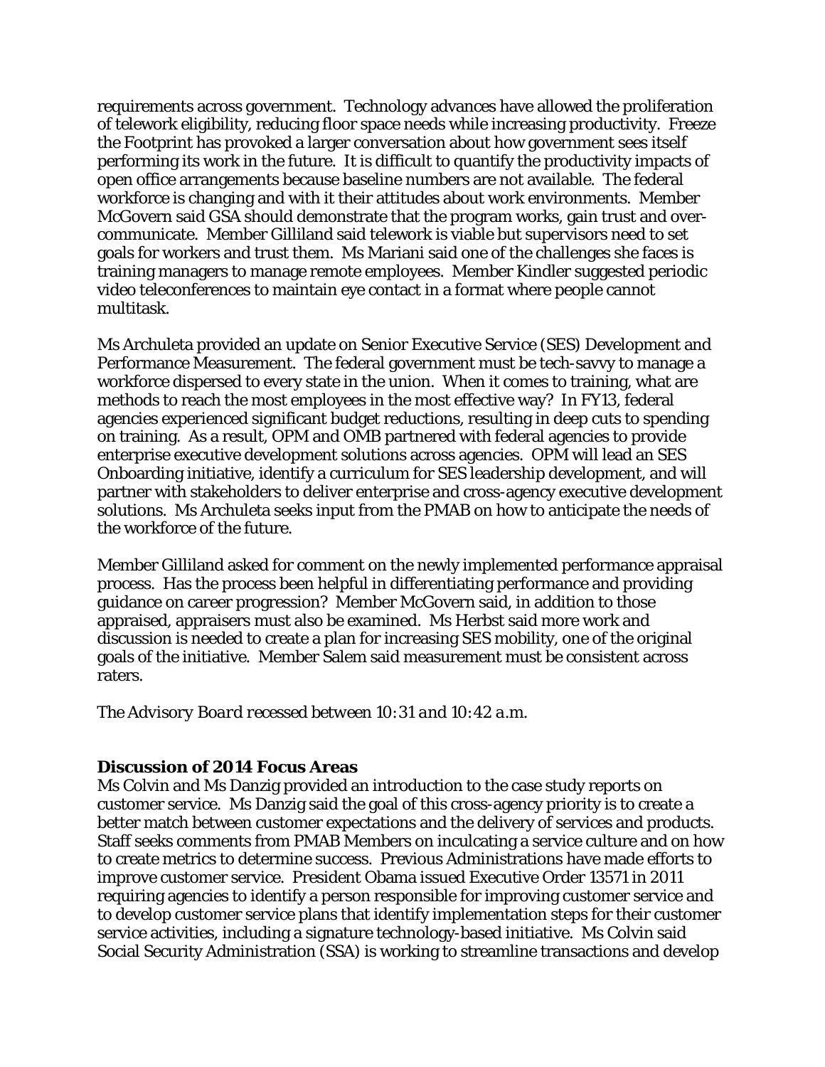requirements across government. Technology advances have allowed the proliferation of telework eligibility, reducing floor space needs while increasing productivity. Freeze the Footprint has provoked a larger conversation about how government sees itself performing its work in the future. It is difficult to quantify the productivity impacts of open office arrangements because baseline numbers are not available. The federal workforce is changing and with it their attitudes about work environments. Member McGovern said GSA should demonstrate that the program works, gain trust and over-communicate. Member Gilliland said telework is viable but supervisors need to set goals for workers and trust them. Ms Mariani said one of the challenges she faces is training managers to manage remote employees. Member Kindler suggested periodic video teleconferences to maintain eye contact in a format where people cannot multitask.

Ms Archuleta provided an update on Senior Executive Service (SES) Development and Performance Measurement. The federal government must be tech-savvy to manage a workforce dispersed to every state in the union. When it comes to training, what are methods to reach the most employees in the most effective way? In FY13, federal agencies experienced significant budget reductions, resulting in deep cuts to spending on training. As a result, OPM and OMB partnered with federal agencies to provide enterprise executive development solutions across agencies. OPM will lead an SES Onboarding initiative, identify a curriculum for SES leadership development, and will partner with stakeholders to deliver enterprise and cross-agency executive development solutions. Ms Archuleta seeks input from the PMAB on how to anticipate the needs of the workforce of the future.

Member Gilliland asked for comment on the newly implemented performance appraisal process. Has the process been helpful in differentiating performance and providing guidance on career progression? Member McGovern said, in addition to those appraised, appraisers must also be examined. Ms Herbst said more work and discussion is needed to create a plan for increasing SES mobility, one of the original goals of the initiative. Member Salem said measurement must be consistent across raters.

*The Advisory Board recessed between 10:31 and 10:42 a.m.*

**Discussion of 2014 Focus Areas**

Ms Colvin and Ms Danzig provided an introduction to the case study reports on customer service. Ms Danzig said the goal of this cross-agency priority is to create a better match between customer expectations and the delivery of services and products. Staff seeks comments from PMAB Members on inculcating a service culture and on how to create metrics to determine success. Previous Administrations have made efforts to improve customer service. President Obama issued Executive Order 13571 in 2011 requiring agencies to identify a person responsible for improving customer service and to develop customer service plans that identify implementation steps for their customer service activities, including a signature technology-based initiative. Ms Colvin said Social Security Administration (SSA) is working to streamline transactions and develop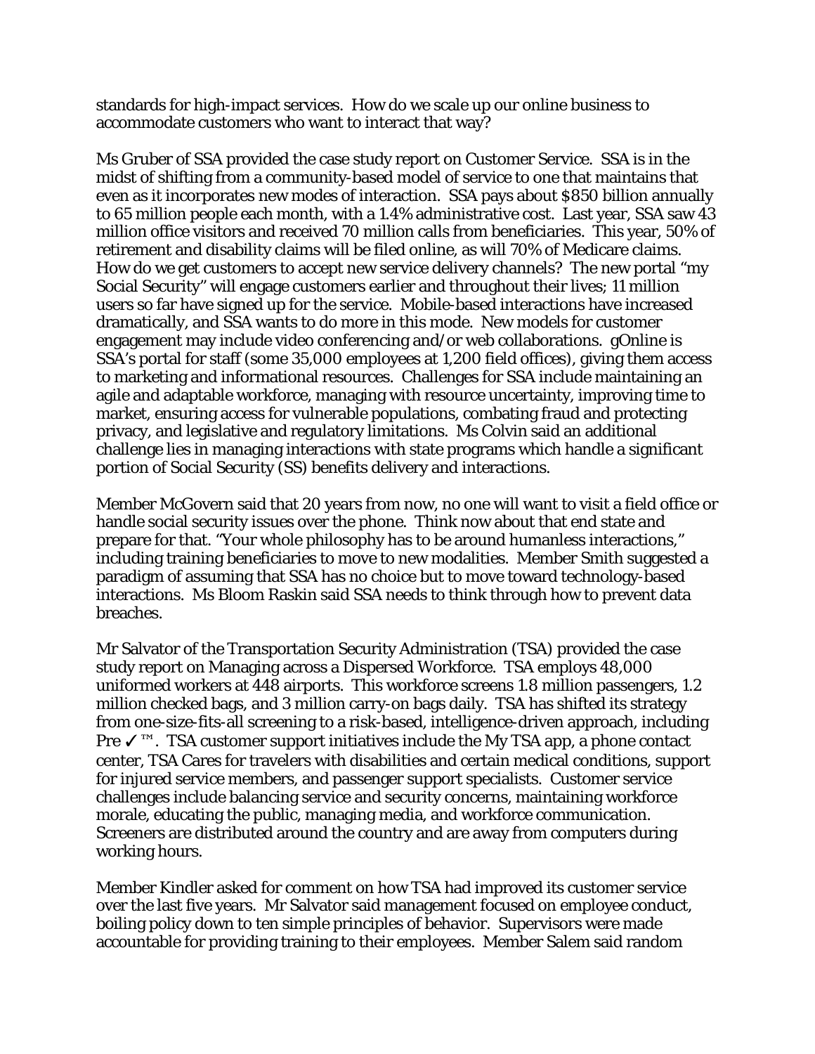standards for high-impact services. How do we scale up our online business to accommodate customers who want to interact that way?

Ms Gruber of SSA provided the case study report on Customer Service. SSA is in the midst of shifting from a community-based model of service to one that maintains that even as it incorporates new modes of interaction. SSA pays about $850 billion annually to 65 million people each month, with a 1.4% administrative cost. Last year, SSA saw 43 million office visitors and received 70 million calls from beneficiaries. This year, 50% of retirement and disability claims will be filed online, as will 70% of Medicare claims. How do we get customers to accept new service delivery channels? The new portal "my Social Security" will engage customers earlier and throughout their lives; 11 million users so far have signed up for the service. Mobile-based interactions have increased dramatically, and SSA wants to do more in this mode. New models for customer engagement may include video conferencing and/or web collaborations. gOnline is SSA's portal for staff (some 35,000 employees at 1,200 field offices), giving them access to marketing and informational resources. Challenges for SSA include maintaining an agile and adaptable workforce, managing with resource uncertainty, improving time to market, ensuring access for vulnerable populations, combating fraud and protecting privacy, and legislative and regulatory limitations. Ms Colvin said an additional challenge lies in managing interactions with state programs which handle a significant portion of Social Security (SS) benefits delivery and interactions.

Member McGovern said that 20 years from now, no one will want to visit a field office or handle social security issues over the phone. Think now about that end state and prepare for that. "Your whole philosophy has to be around humanless interactions," including training beneficiaries to move to new modalities. Member Smith suggested a paradigm of assuming that SSA has no choice but to move toward technology-based interactions. Ms Bloom Raskin said SSA needs to think through how to prevent data breaches.

Mr Salvator of the Transportation Security Administration (TSA) provided the case study report on Managing across a Dispersed Workforce. TSA employs 48,000 uniformed workers at 448 airports. This workforce screens 1.8 million passengers, 1.2 million checked bags, and 3 million carry-on bags daily. TSA has shifted its strategy from one-size-fits-all screening to a risk-based, intelligence-driven approach, including Pre ✓™. TSA customer support initiatives include the My TSA app, a phone contact center, TSA Cares for travelers with disabilities and certain medical conditions, support for injured service members, and passenger support specialists. Customer service challenges include balancing service and security concerns, maintaining workforce morale, educating the public, managing media, and workforce communication. Screeners are distributed around the country and are away from computers during working hours.

Member Kindler asked for comment on how TSA had improved its customer service over the last five years. Mr Salvator said management focused on employee conduct, boiling policy down to ten simple principles of behavior. Supervisors were made accountable for providing training to their employees. Member Salem said random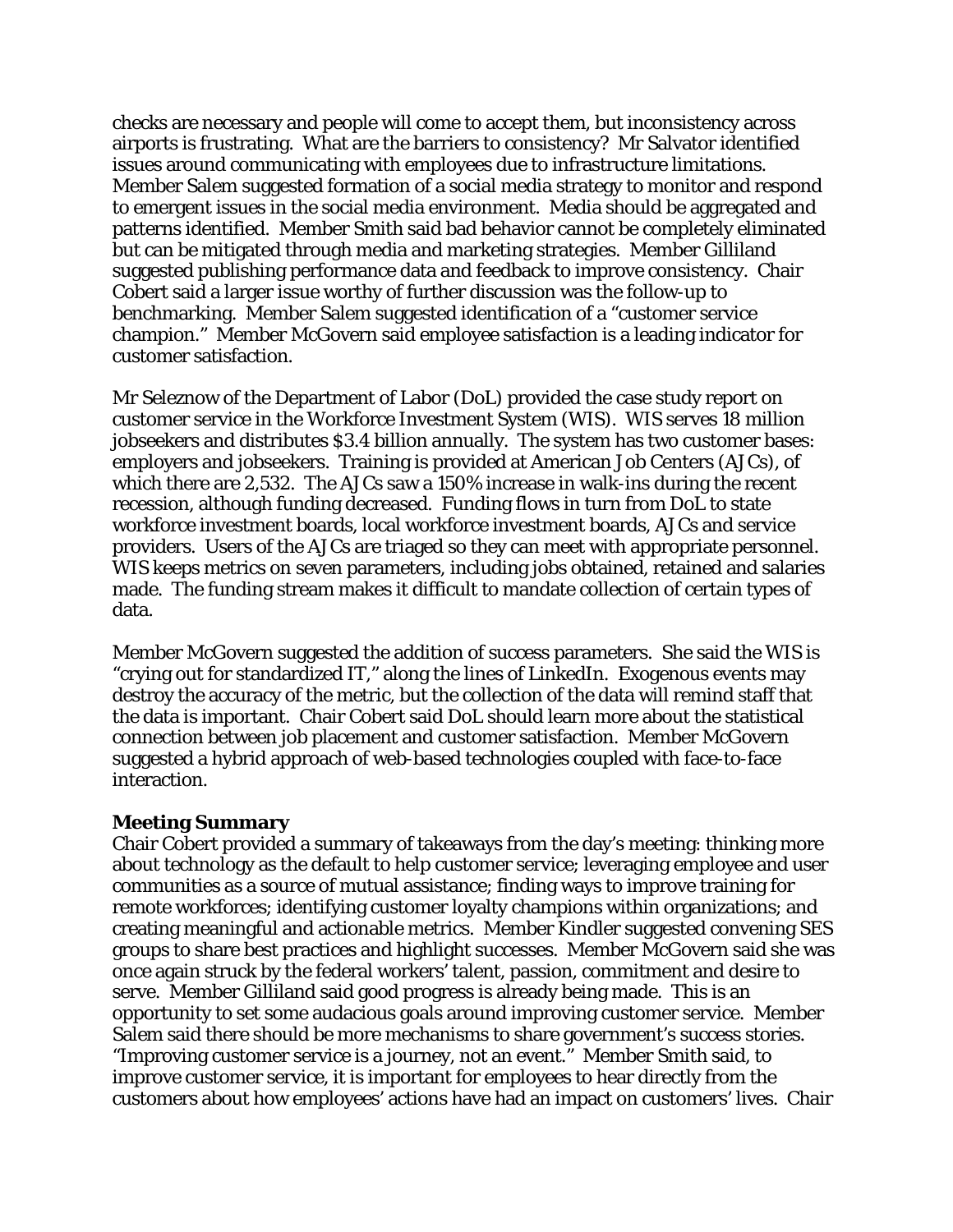checks are necessary and people will come to accept them, but inconsistency across airports is frustrating. What are the barriers to consistency? Mr Salvator identified issues around communicating with employees due to infrastructure limitations. Member Salem suggested formation of a social media strategy to monitor and respond to emergent issues in the social media environment. Media should be aggregated and patterns identified. Member Smith said bad behavior cannot be completely eliminated but can be mitigated through media and marketing strategies. Member Gilliland suggested publishing performance data and feedback to improve consistency. Chair Cobert said a larger issue worthy of further discussion was the follow-up to benchmarking. Member Salem suggested identification of a "customer service champion." Member McGovern said employee satisfaction is a leading indicator for customer satisfaction.

Mr Seleznow of the Department of Labor (DoL) provided the case study report on customer service in the Workforce Investment System (WIS). WIS serves 18 million jobseekers and distributes $3.4 billion annually. The system has two customer bases: employers and jobseekers. Training is provided at American Job Centers (AJCs), of which there are 2,532. The AJCs saw a 150% increase in walk-ins during the recent recession, although funding decreased. Funding flows in turn from DoL to state workforce investment boards, local workforce investment boards, AJCs and service providers. Users of the AJCs are triaged so they can meet with appropriate personnel. WIS keeps metrics on seven parameters, including jobs obtained, retained and salaries made. The funding stream makes it difficult to mandate collection of certain types of data.

Member McGovern suggested the addition of success parameters. She said the WIS is "crying out for standardized IT," along the lines of LinkedIn. Exogenous events may destroy the accuracy of the metric, but the collection of the data will remind staff that the data is important. Chair Cobert said DoL should learn more about the statistical connection between job placement and customer satisfaction. Member McGovern suggested a hybrid approach of web-based technologies coupled with face-to-face interaction.

**Meeting Summary**

Chair Cobert provided a summary of takeaways from the day's meeting: thinking more about technology as the default to help customer service; leveraging employee and user communities as a source of mutual assistance; finding ways to improve training for remote workforces; identifying customer loyalty champions within organizations; and creating meaningful and actionable metrics. Member Kindler suggested convening SES groups to share best practices and highlight successes. Member McGovern said she was once again struck by the federal workers' talent, passion, commitment and desire to serve. Member Gilliland said good progress is already being made. This is an opportunity to set some audacious goals around improving customer service. Member Salem said there should be more mechanisms to share government's success stories. "Improving customer service is a journey, not an event." Member Smith said, to improve customer service, it is important for employees to hear directly from the customers about how employees' actions have had an impact on customers' lives. Chair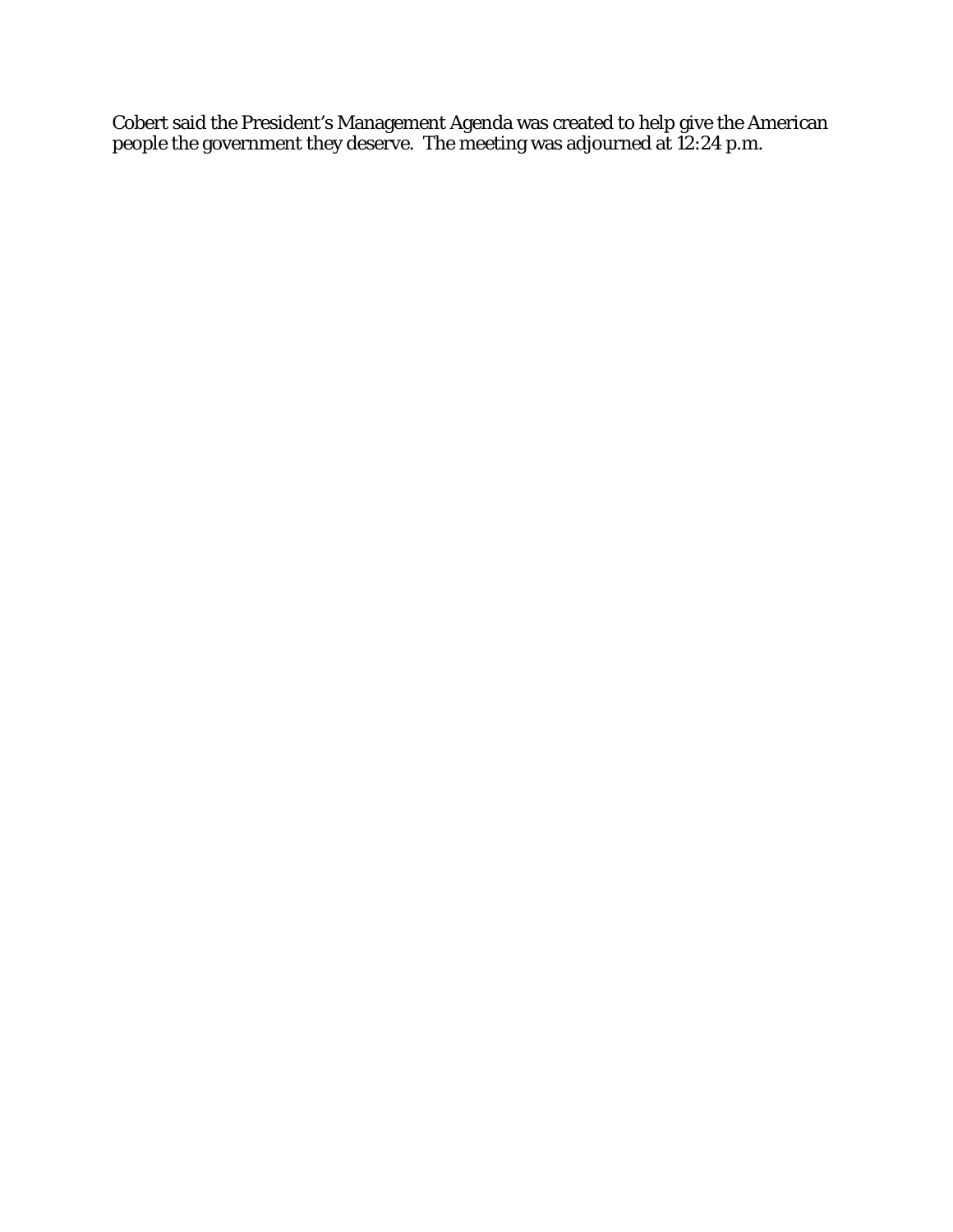Cobert said the President's Management Agenda was created to help give the American people the government they deserve. The meeting was adjourned at 12:24 p.m.